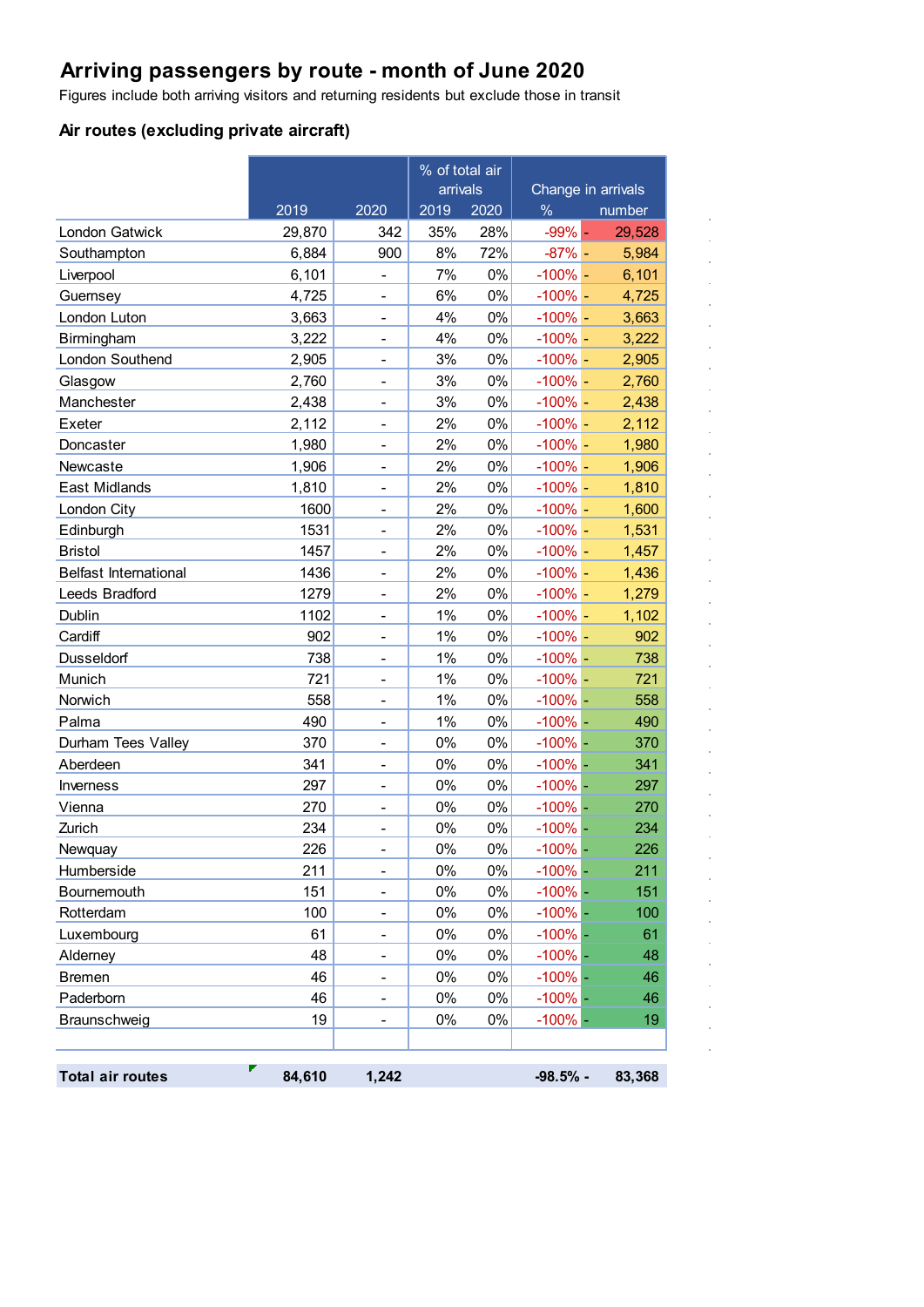# Arriving passengers by route - month of June 2020

Figures include both arriving visitors and returning residents but exclude those in transit

### Air routes (excluding private aircraft)

| | | | % of total air arrivals | | Change in arrivals | |
|---|---|---|---|---|---|---|
| | 2019 | 2020 | 2019 | 2020 | % | number |
| London Gatwick | 29,870 | 342 | 35% | 28% | -99% | - 29,528 |
| Southampton | 6,884 | 900 | 8% | 72% | -87% | - 5,984 |
| Liverpool | 6,101 | - | 7% | 0% | -100% | - 6,101 |
| Guernsey | 4,725 | - | 6% | 0% | -100% | - 4,725 |
| London Luton | 3,663 | - | 4% | 0% | -100% | - 3,663 |
| Birmingham | 3,222 | - | 4% | 0% | -100% | - 3,222 |
| London Southend | 2,905 | - | 3% | 0% | -100% | - 2,905 |
| Glasgow | 2,760 | - | 3% | 0% | -100% | - 2,760 |
| Manchester | 2,438 | - | 3% | 0% | -100% | - 2,438 |
| Exeter | 2,112 | - | 2% | 0% | -100% | - 2,112 |
| Doncaster | 1,980 | - | 2% | 0% | -100% | - 1,980 |
| Newcaste | 1,906 | - | 2% | 0% | -100% | - 1,906 |
| East Midlands | 1,810 | - | 2% | 0% | -100% | - 1,810 |
| London City | 1600 | - | 2% | 0% | -100% | - 1,600 |
| Edinburgh | 1531 | - | 2% | 0% | -100% | - 1,531 |
| Bristol | 1457 | - | 2% | 0% | -100% | - 1,457 |
| Belfast International | 1436 | - | 2% | 0% | -100% | - 1,436 |
| Leeds Bradford | 1279 | - | 2% | 0% | -100% | - 1,279 |
| Dublin | 1102 | - | 1% | 0% | -100% | - 1,102 |
| Cardiff | 902 | - | 1% | 0% | -100% | - 902 |
| Dusseldorf | 738 | - | 1% | 0% | -100% | - 738 |
| Munich | 721 | - | 1% | 0% | -100% | - 721 |
| Norwich | 558 | - | 1% | 0% | -100% | - 558 |
| Palma | 490 | - | 1% | 0% | -100% | - 490 |
| Durham Tees Valley | 370 | - | 0% | 0% | -100% | - 370 |
| Aberdeen | 341 | - | 0% | 0% | -100% | - 341 |
| Inverness | 297 | - | 0% | 0% | -100% | - 297 |
| Vienna | 270 | - | 0% | 0% | -100% | - 270 |
| Zurich | 234 | - | 0% | 0% | -100% | - 234 |
| Newquay | 226 | - | 0% | 0% | -100% | - 226 |
| Humberside | 211 | - | 0% | 0% | -100% | - 211 |
| Bournemouth | 151 | - | 0% | 0% | -100% | - 151 |
| Rotterdam | 100 | - | 0% | 0% | -100% | - 100 |
| Luxembourg | 61 | - | 0% | 0% | -100% | - 61 |
| Alderney | 48 | - | 0% | 0% | -100% | - 48 |
| Bremen | 46 | - | 0% | 0% | -100% | - 46 |
| Paderborn | 46 | - | 0% | 0% | -100% | - 46 |
| Braunschweig | 19 | - | 0% | 0% | -100% | - 19 |
| **Total air routes** | **84,610** | **1,242** | | | **-98.5%** | **- 83,368** |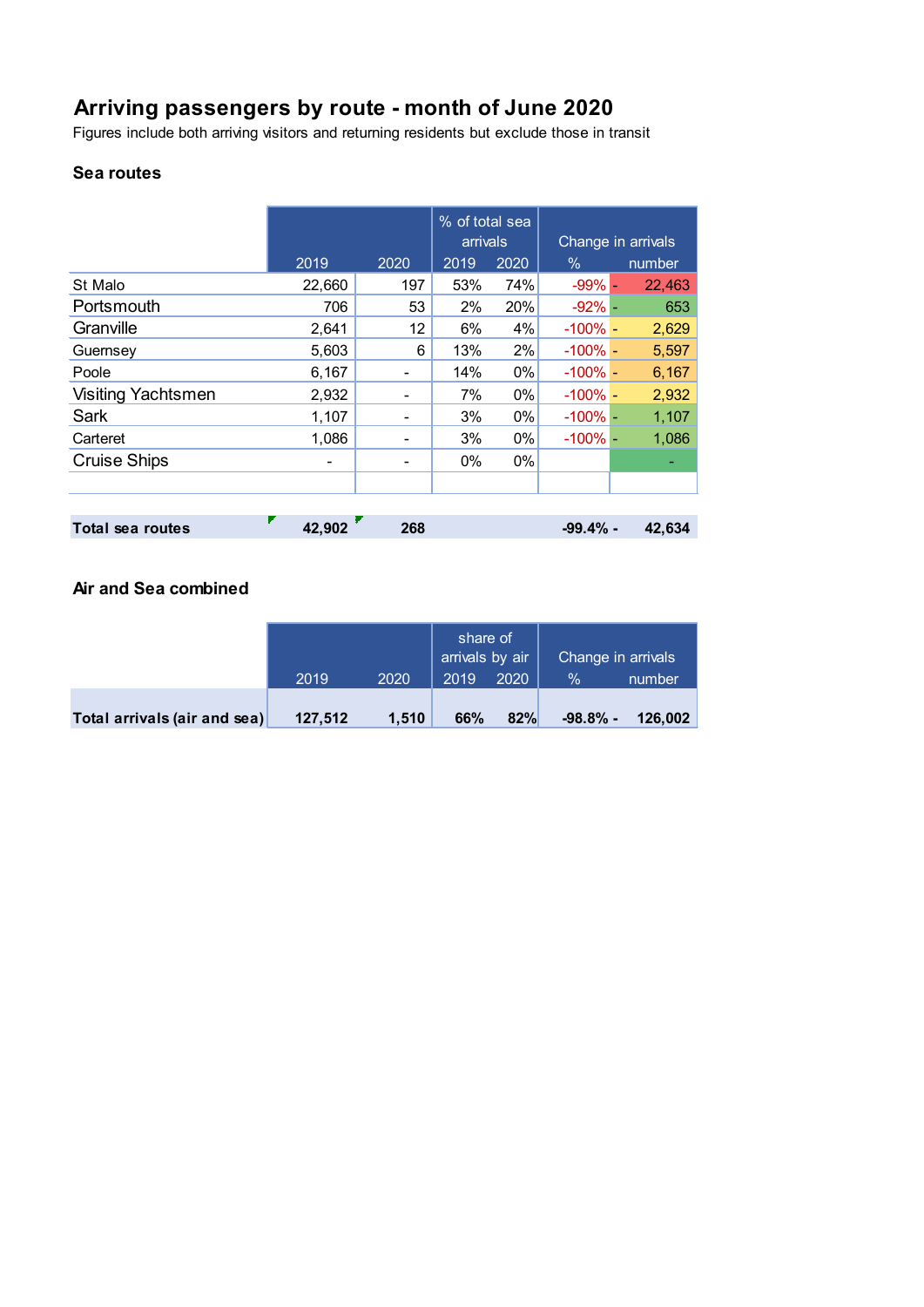## Arriving passengers by route - month of June 2020

Figures include both arriving visitors and returning residents but exclude those in transit

### Sea routes

| | 2019 | 2020 | % of total sea arrivals 2019 | % of total sea arrivals 2020 | Change in arrivals % | Change in arrivals number |
|---|---|---|---|---|---|---|
| St Malo | 22,660 | 197 | 53% | 74% | -99% | - 22,463 |
| Portsmouth | 706 | 53 | 2% | 20% | -92% | - 653 |
| Granville | 2,641 | 12 | 6% | 4% | -100% | - 2,629 |
| Guernsey | 5,603 | 6 | 13% | 2% | -100% | - 5,597 |
| Poole | 6,167 | - | 14% | 0% | -100% | - 6,167 |
| Visiting Yachtsmen | 2,932 | - | 7% | 0% | -100% | - 2,932 |
| Sark | 1,107 | - | 3% | 0% | -100% | - 1,107 |
| Carteret | 1,086 | - | 3% | 0% | -100% | - 1,086 |
| Cruise Ships | - | - | 0% | 0% | | - |
| **Total sea routes** | **42,902** | **268** | | | **-99.4%** | **- 42,634** |

### Air and Sea combined

| | 2019 | 2020 | share of arrivals by air 2019 | share of arrivals by air 2020 | Change in arrivals % | Change in arrivals number |
|---|---|---|---|---|---|---|
| **Total arrivals (air and sea)** | **127,512** | **1,510** | **66%** | **82%** | **-98.8%** | **- 126,002** |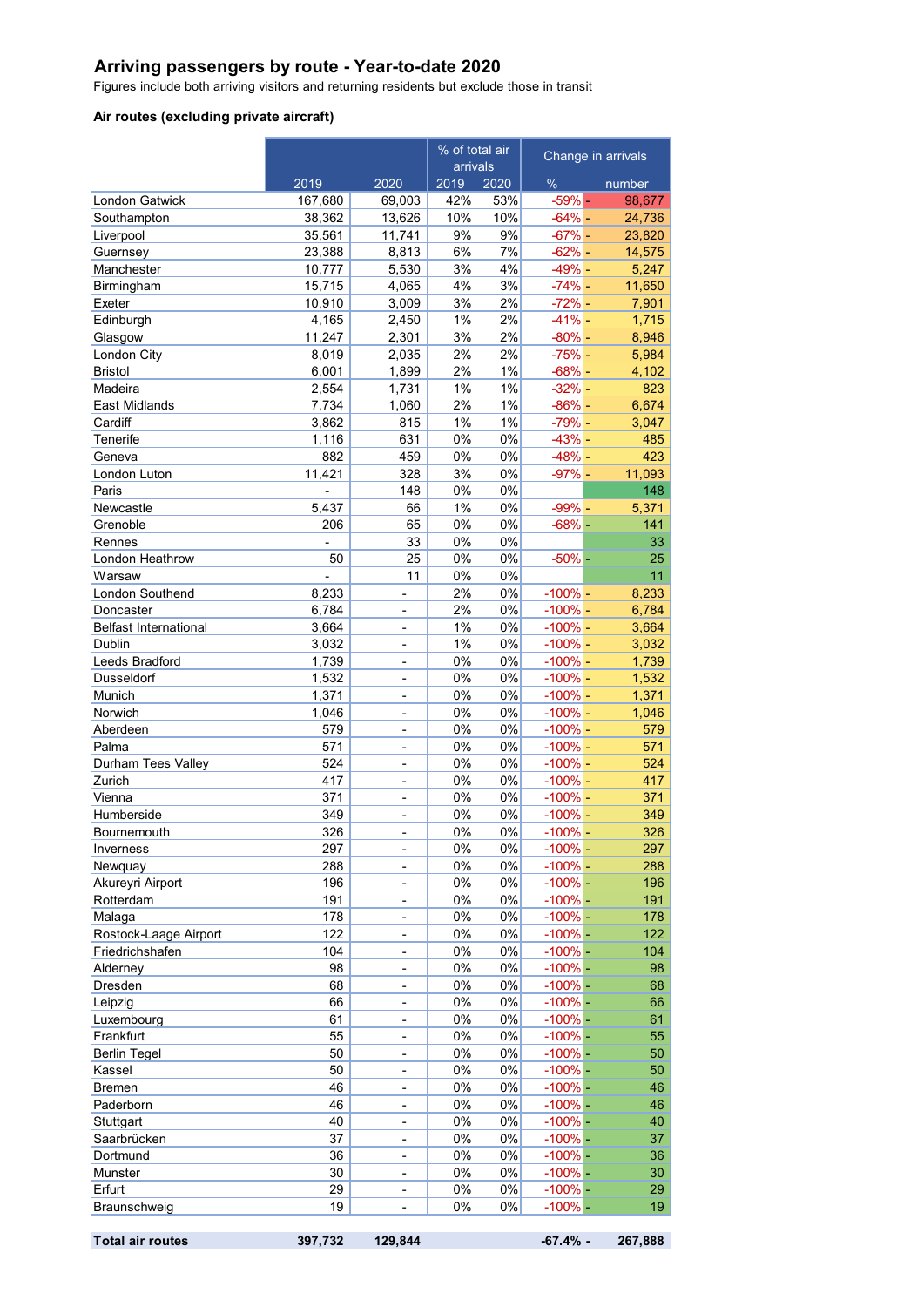# Arriving passengers by route - Year-to-date 2020

Figures include both arriving visitors and returning residents but exclude those in transit

### Air routes (excluding private aircraft)

| | | | % of total air arrivals | | Change in arrivals | |
|---|---|---|---|---|---|---|
| | 2019 | 2020 | 2019 | 2020 | % | number |
| London Gatwick | 167,680 | 69,003 | 42% | 53% | -59% | - 98,677 |
| Southampton | 38,362 | 13,626 | 10% | 10% | -64% | - 24,736 |
| Liverpool | 35,561 | 11,741 | 9% | 9% | -67% | - 23,820 |
| Guernsey | 23,388 | 8,813 | 6% | 7% | -62% | - 14,575 |
| Manchester | 10,777 | 5,530 | 3% | 4% | -49% | - 5,247 |
| Birmingham | 15,715 | 4,065 | 4% | 3% | -74% | - 11,650 |
| Exeter | 10,910 | 3,009 | 3% | 2% | -72% | - 7,901 |
| Edinburgh | 4,165 | 2,450 | 1% | 2% | -41% | - 1,715 |
| Glasgow | 11,247 | 2,301 | 3% | 2% | -80% | - 8,946 |
| London City | 8,019 | 2,035 | 2% | 2% | -75% | - 5,984 |
| Bristol | 6,001 | 1,899 | 2% | 1% | -68% | - 4,102 |
| Madeira | 2,554 | 1,731 | 1% | 1% | -32% | - 823 |
| East Midlands | 7,734 | 1,060 | 2% | 1% | -86% | - 6,674 |
| Cardiff | 3,862 | 815 | 1% | 1% | -79% | - 3,047 |
| Tenerife | 1,116 | 631 | 0% | 0% | -43% | - 485 |
| Geneva | 882 | 459 | 0% | 0% | -48% | - 423 |
| London Luton | 11,421 | 328 | 3% | 0% | -97% | - 11,093 |
| Paris | - | 148 | 0% | 0% | | 148 |
| Newcastle | 5,437 | 66 | 1% | 0% | -99% | - 5,371 |
| Grenoble | 206 | 65 | 0% | 0% | -68% | - 141 |
| Rennes | - | 33 | 0% | 0% | | 33 |
| London Heathrow | 50 | 25 | 0% | 0% | -50% | - 25 |
| Warsaw | - | 11 | 0% | 0% | | 11 |
| London Southend | 8,233 | - | 2% | 0% | -100% | - 8,233 |
| Doncaster | 6,784 | - | 2% | 0% | -100% | - 6,784 |
| Belfast International | 3,664 | - | 1% | 0% | -100% | - 3,664 |
| Dublin | 3,032 | - | 1% | 0% | -100% | - 3,032 |
| Leeds Bradford | 1,739 | - | 0% | 0% | -100% | - 1,739 |
| Dusseldorf | 1,532 | - | 0% | 0% | -100% | - 1,532 |
| Munich | 1,371 | - | 0% | 0% | -100% | - 1,371 |
| Norwich | 1,046 | - | 0% | 0% | -100% | - 1,046 |
| Aberdeen | 579 | - | 0% | 0% | -100% | - 579 |
| Palma | 571 | - | 0% | 0% | -100% | - 571 |
| Durham Tees Valley | 524 | - | 0% | 0% | -100% | - 524 |
| Zurich | 417 | - | 0% | 0% | -100% | - 417 |
| Vienna | 371 | - | 0% | 0% | -100% | - 371 |
| Humberside | 349 | - | 0% | 0% | -100% | - 349 |
| Bournemouth | 326 | - | 0% | 0% | -100% | - 326 |
| Inverness | 297 | - | 0% | 0% | -100% | - 297 |
| Newquay | 288 | - | 0% | 0% | -100% | - 288 |
| Akureyri Airport | 196 | - | 0% | 0% | -100% | - 196 |
| Rotterdam | 191 | - | 0% | 0% | -100% | - 191 |
| Malaga | 178 | - | 0% | 0% | -100% | - 178 |
| Rostock-Laage Airport | 122 | - | 0% | 0% | -100% | - 122 |
| Friedrichshafen | 104 | - | 0% | 0% | -100% | - 104 |
| Alderney | 98 | - | 0% | 0% | -100% | - 98 |
| Dresden | 68 | - | 0% | 0% | -100% | - 68 |
| Leipzig | 66 | - | 0% | 0% | -100% | - 66 |
| Luxembourg | 61 | - | 0% | 0% | -100% | - 61 |
| Frankfurt | 55 | - | 0% | 0% | -100% | - 55 |
| Berlin Tegel | 50 | - | 0% | 0% | -100% | - 50 |
| Kassel | 50 | - | 0% | 0% | -100% | - 50 |
| Bremen | 46 | - | 0% | 0% | -100% | - 46 |
| Paderborn | 46 | - | 0% | 0% | -100% | - 46 |
| Stuttgart | 40 | - | 0% | 0% | -100% | - 40 |
| Saarbrücken | 37 | - | 0% | 0% | -100% | - 37 |
| Dortmund | 36 | - | 0% | 0% | -100% | - 36 |
| Munster | 30 | - | 0% | 0% | -100% | - 30 |
| Erfurt | 29 | - | 0% | 0% | -100% | - 29 |
| Braunschweig | 19 | - | 0% | 0% | -100% | - 19 |
| **Total air routes** | **397,732** | **129,844** | | | **-67.4%** | **- 267,888** |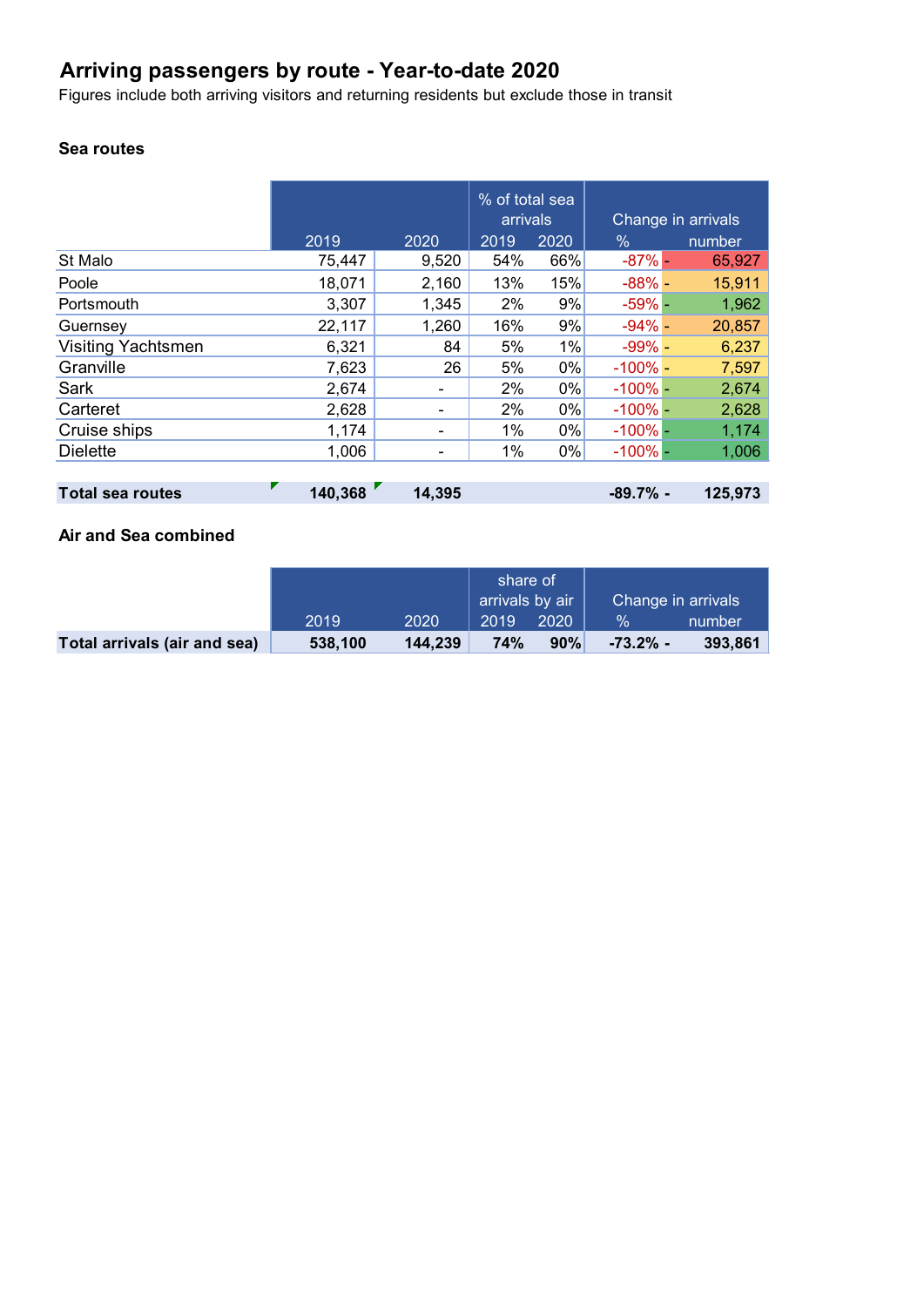# Arriving passengers by route - Year-to-date 2020

Figures include both arriving visitors and returning residents but exclude those in transit

## Sea routes

| | 2019 | 2020 | % of total sea arrivals 2019 | 2020 | Change in arrivals % | number |
|---|---|---|---|---|---|---|
| St Malo | 75,447 | 9,520 | 54% | 66% | -87% | - 65,927 |
| Poole | 18,071 | 2,160 | 13% | 15% | -88% | - 15,911 |
| Portsmouth | 3,307 | 1,345 | 2% | 9% | -59% | - 1,962 |
| Guernsey | 22,117 | 1,260 | 16% | 9% | -94% | - 20,857 |
| Visiting Yachtsmen | 6,321 | 84 | 5% | 1% | -99% | - 6,237 |
| Granville | 7,623 | 26 | 5% | 0% | -100% | - 7,597 |
| Sark | 2,674 | - | 2% | 0% | -100% | - 2,674 |
| Carteret | 2,628 | - | 2% | 0% | -100% | - 2,628 |
| Cruise ships | 1,174 | - | 1% | 0% | -100% | - 1,174 |
| Dielette | 1,006 | - | 1% | 0% | -100% | - 1,006 |
| **Total sea routes** | **140,368** | **14,395** | | | **-89.7%** | **- 125,973** |

## Air and Sea combined

| | 2019 | 2020 | share of arrivals by air 2019 | 2020 | Change in arrivals % | number |
|---|---|---|---|---|---|---|
| **Total arrivals (air and sea)** | **538,100** | **144,239** | **74%** | **90%** | **-73.2%** | **- 393,861** |